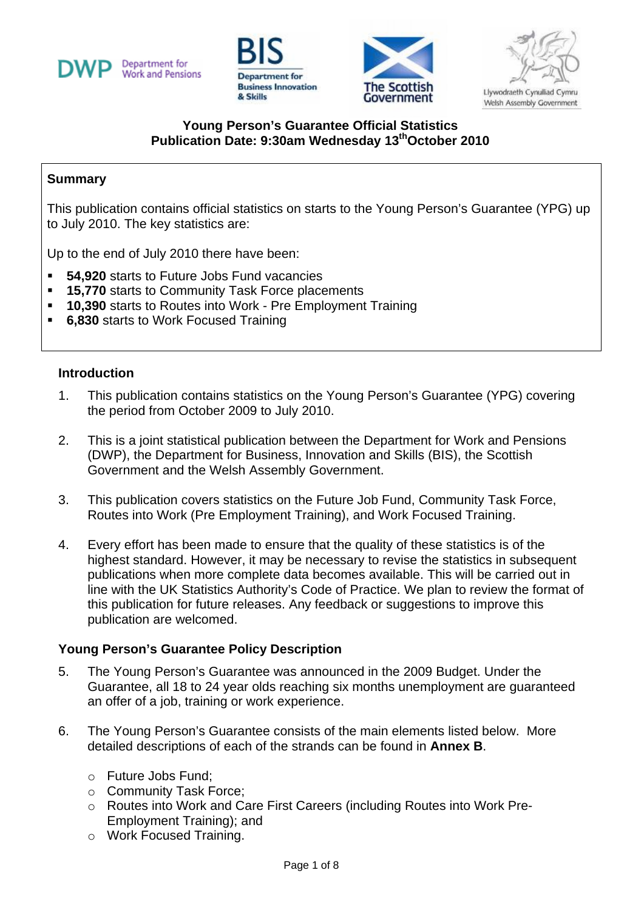Department for Work and Pensions | Department for Business Innovation & Skills | The Scottish Government | Llywodraeth Cynulliad Cymru Welsh Assembly Government

# Young Person's Guarantee Official Statistics
## Publication Date: 9:30am Wednesday 13th October 2010

**Summary**

This publication contains official statistics on starts to the Young Person's Guarantee (YPG) up to July 2010. The key statistics are:

Up to the end of July 2010 there have been:

- **54,920** starts to Future Jobs Fund vacancies
- **15,770** starts to Community Task Force placements
- **10,390** starts to Routes into Work - Pre Employment Training
- **6,830** starts to Work Focused Training

### Introduction

1. This publication contains statistics on the Young Person's Guarantee (YPG) covering the period from October 2009 to July 2010.

2. This is a joint statistical publication between the Department for Work and Pensions (DWP), the Department for Business, Innovation and Skills (BIS), the Scottish Government and the Welsh Assembly Government.

3. This publication covers statistics on the Future Job Fund, Community Task Force, Routes into Work (Pre Employment Training), and Work Focused Training.

4. Every effort has been made to ensure that the quality of these statistics is of the highest standard. However, it may be necessary to revise the statistics in subsequent publications when more complete data becomes available. This will be carried out in line with the UK Statistics Authority's Code of Practice. We plan to review the format of this publication for future releases. Any feedback or suggestions to improve this publication are welcomed.

### Young Person's Guarantee Policy Description

5. The Young Person's Guarantee was announced in the 2009 Budget. Under the Guarantee, all 18 to 24 year olds reaching six months unemployment are guaranteed an offer of a job, training or work experience.

6. The Young Person's Guarantee consists of the main elements listed below. More detailed descriptions of each of the strands can be found in **Annex B**.

   - Future Jobs Fund;
   - Community Task Force;
   - Routes into Work and Care First Careers (including Routes into Work Pre-Employment Training); and
   - Work Focused Training.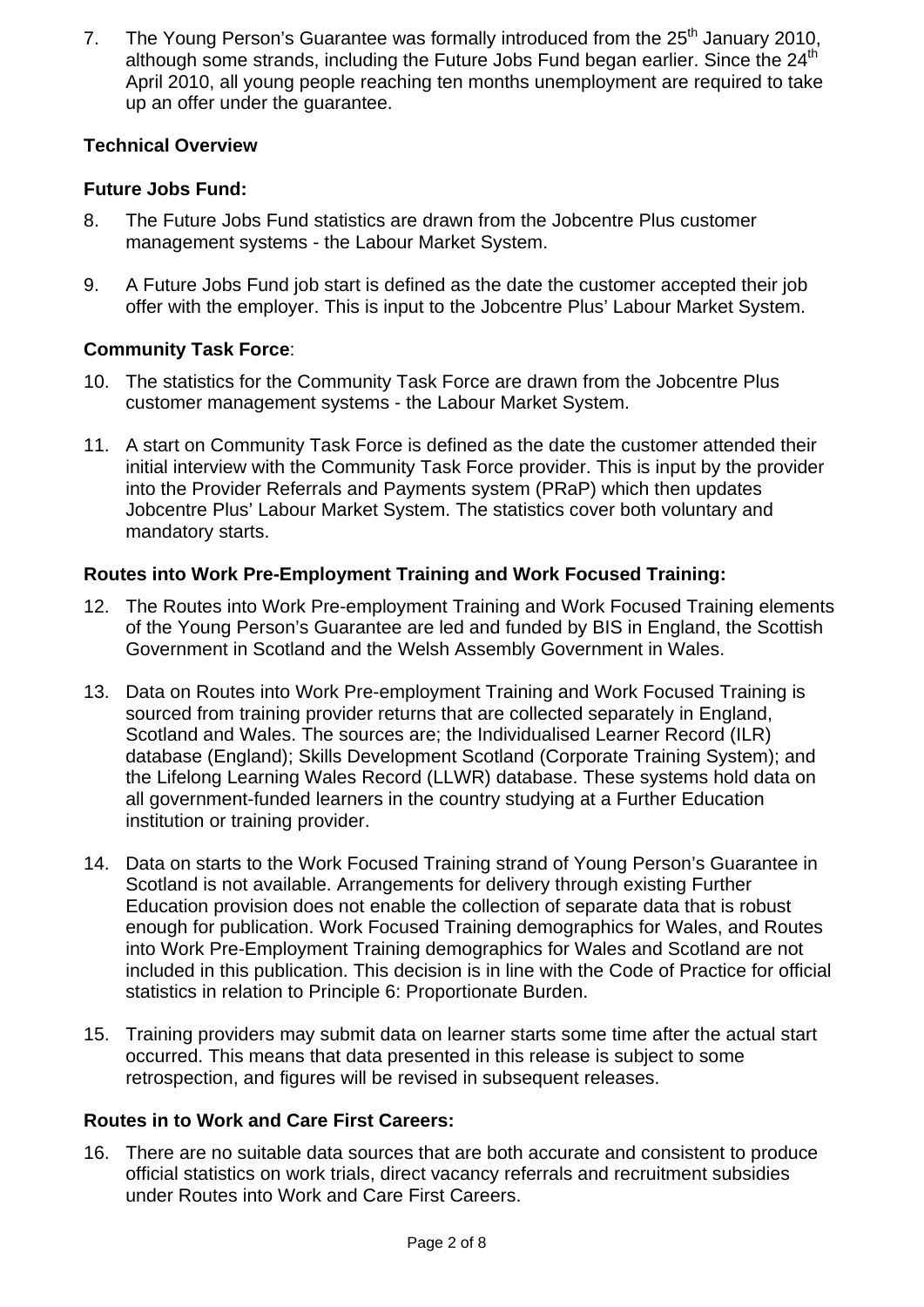7. The Young Person's Guarantee was formally introduced from the 25th January 2010, although some strands, including the Future Jobs Fund began earlier. Since the 24th April 2010, all young people reaching ten months unemployment are required to take up an offer under the guarantee.

**Technical Overview**

**Future Jobs Fund:**

8. The Future Jobs Fund statistics are drawn from the Jobcentre Plus customer management systems - the Labour Market System.

9. A Future Jobs Fund job start is defined as the date the customer accepted their job offer with the employer. This is input to the Jobcentre Plus' Labour Market System.

**Community Task Force**:

10. The statistics for the Community Task Force are drawn from the Jobcentre Plus customer management systems - the Labour Market System.

11. A start on Community Task Force is defined as the date the customer attended their initial interview with the Community Task Force provider. This is input by the provider into the Provider Referrals and Payments system (PRaP) which then updates Jobcentre Plus' Labour Market System. The statistics cover both voluntary and mandatory starts.

**Routes into Work Pre-Employment Training and Work Focused Training:**

12. The Routes into Work Pre-employment Training and Work Focused Training elements of the Young Person's Guarantee are led and funded by BIS in England, the Scottish Government in Scotland and the Welsh Assembly Government in Wales.

13. Data on Routes into Work Pre-employment Training and Work Focused Training is sourced from training provider returns that are collected separately in England, Scotland and Wales. The sources are; the Individualised Learner Record (ILR) database (England); Skills Development Scotland (Corporate Training System); and the Lifelong Learning Wales Record (LLWR) database. These systems hold data on all government-funded learners in the country studying at a Further Education institution or training provider.

14. Data on starts to the Work Focused Training strand of Young Person's Guarantee in Scotland is not available. Arrangements for delivery through existing Further Education provision does not enable the collection of separate data that is robust enough for publication. Work Focused Training demographics for Wales, and Routes into Work Pre-Employment Training demographics for Wales and Scotland are not included in this publication. This decision is in line with the Code of Practice for official statistics in relation to Principle 6: Proportionate Burden.

15. Training providers may submit data on learner starts some time after the actual start occurred. This means that data presented in this release is subject to some retrospection, and figures will be revised in subsequent releases.

**Routes in to Work and Care First Careers:**

16. There are no suitable data sources that are both accurate and consistent to produce official statistics on work trials, direct vacancy referrals and recruitment subsidies under Routes into Work and Care First Careers.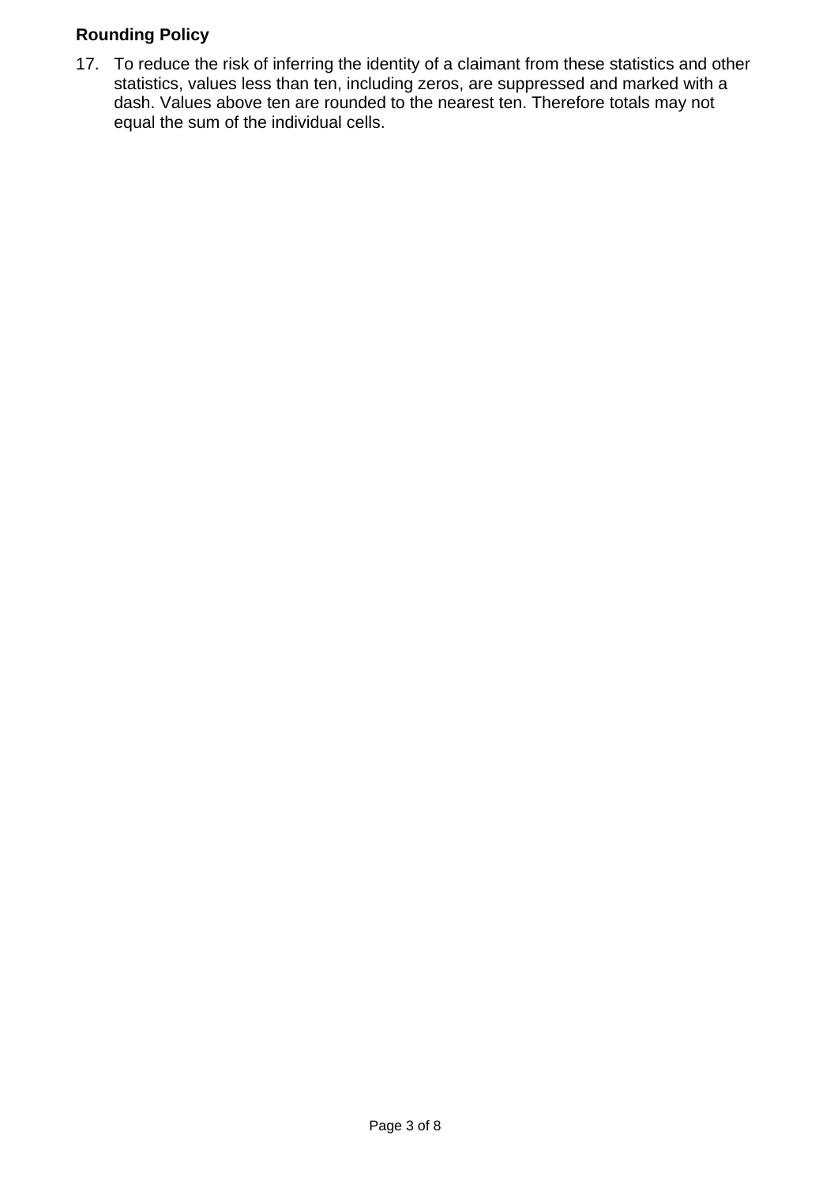### Rounding Policy

17. To reduce the risk of inferring the identity of a claimant from these statistics and other statistics, values less than ten, including zeros, are suppressed and marked with a dash. Values above ten are rounded to the nearest ten. Therefore totals may not equal the sum of the individual cells.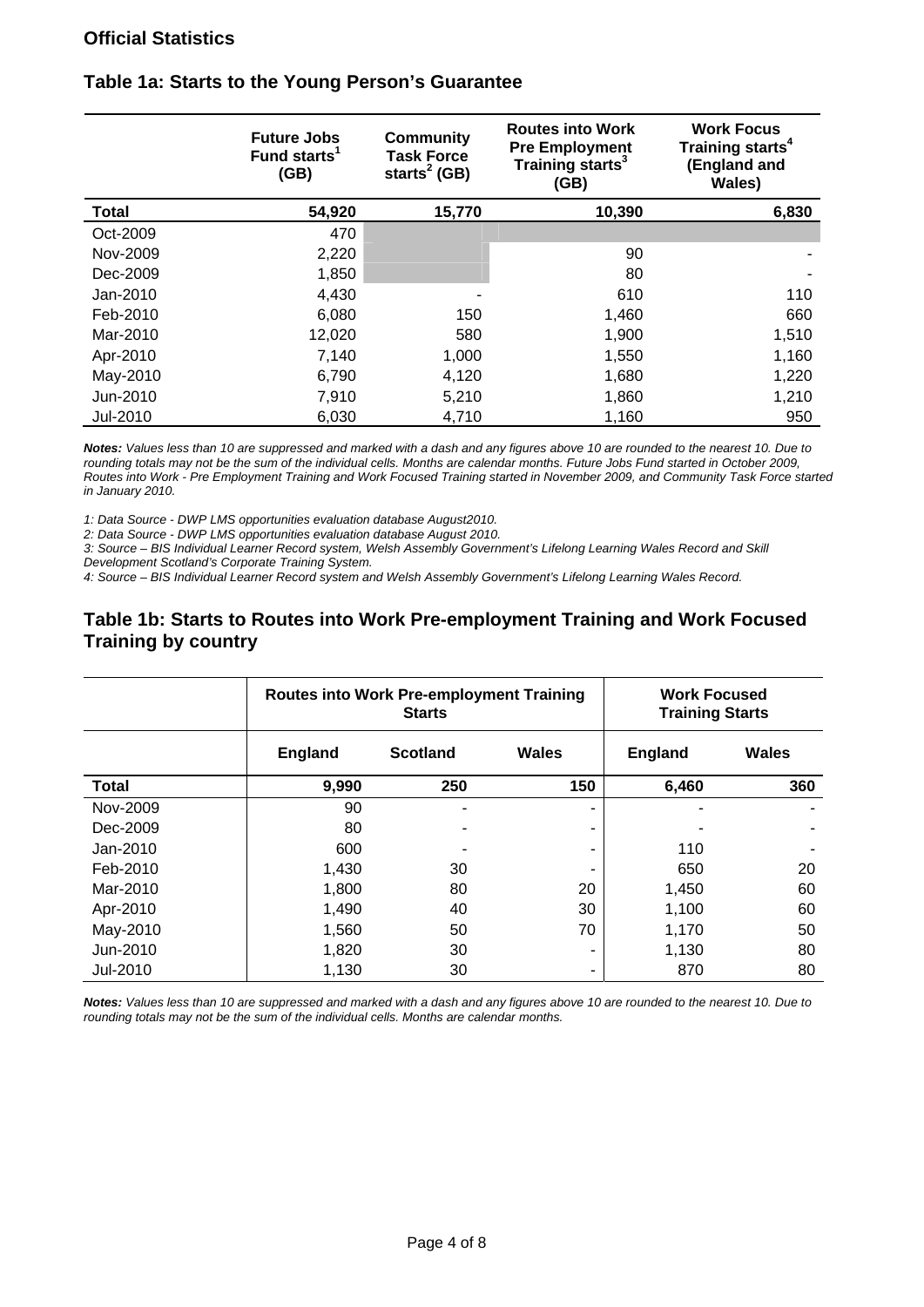## Official Statistics

### Table 1a: Starts to the Young Person's Guarantee

| | Future Jobs Fund starts[1] (GB) | Community Task Force starts[2] (GB) | Routes into Work Pre Employment Training starts[3] (GB) | Work Focus Training starts[4] (England and Wales) |
|---|---|---|---|---|
| **Total** | **54,920** | **15,770** | **10,390** | **6,830** |
| Oct-2009 | 470 | | | |
| Nov-2009 | 2,220 | | 90 | - |
| Dec-2009 | 1,850 | | 80 | - |
| Jan-2010 | 4,430 | - | 610 | 110 |
| Feb-2010 | 6,080 | 150 | 1,460 | 660 |
| Mar-2010 | 12,020 | 580 | 1,900 | 1,510 |
| Apr-2010 | 7,140 | 1,000 | 1,550 | 1,160 |
| May-2010 | 6,790 | 4,120 | 1,680 | 1,220 |
| Jun-2010 | 7,910 | 5,210 | 1,860 | 1,210 |
| Jul-2010 | 6,030 | 4,710 | 1,160 | 950 |

***Notes:*** *Values less than 10 are suppressed and marked with a dash and any figures above 10 are rounded to the nearest 10. Due to rounding totals may not be the sum of the individual cells. Months are calendar months. Future Jobs Fund started in October 2009, Routes into Work - Pre Employment Training and Work Focused Training started in November 2009, and Community Task Force started in January 2010.*

*1: Data Source - DWP LMS opportunities evaluation database August2010.*

*2: Data Source - DWP LMS opportunities evaluation database August 2010.*

*3: Source – BIS Individual Learner Record system, Welsh Assembly Government's Lifelong Learning Wales Record and Skill Development Scotland's Corporate Training System.*

*4: Source – BIS Individual Learner Record system and Welsh Assembly Government's Lifelong Learning Wales Record.*

### Table 1b: Starts to Routes into Work Pre-employment Training and Work Focused Training by country

| | Routes into Work Pre-employment Training Starts | | | Work Focused Training Starts | |
|---|---|---|---|---|---|
| | England | Scotland | Wales | England | Wales |
| **Total** | **9,990** | **250** | **150** | **6,460** | **360** |
| Nov-2009 | 90 | - | - | - | - |
| Dec-2009 | 80 | - | - | - | - |
| Jan-2010 | 600 | - | - | 110 | - |
| Feb-2010 | 1,430 | 30 | - | 650 | 20 |
| Mar-2010 | 1,800 | 80 | 20 | 1,450 | 60 |
| Apr-2010 | 1,490 | 40 | 30 | 1,100 | 60 |
| May-2010 | 1,560 | 50 | 70 | 1,170 | 50 |
| Jun-2010 | 1,820 | 30 | - | 1,130 | 80 |
| Jul-2010 | 1,130 | 30 | - | 870 | 80 |

***Notes:*** *Values less than 10 are suppressed and marked with a dash and any figures above 10 are rounded to the nearest 10. Due to rounding totals may not be the sum of the individual cells. Months are calendar months.*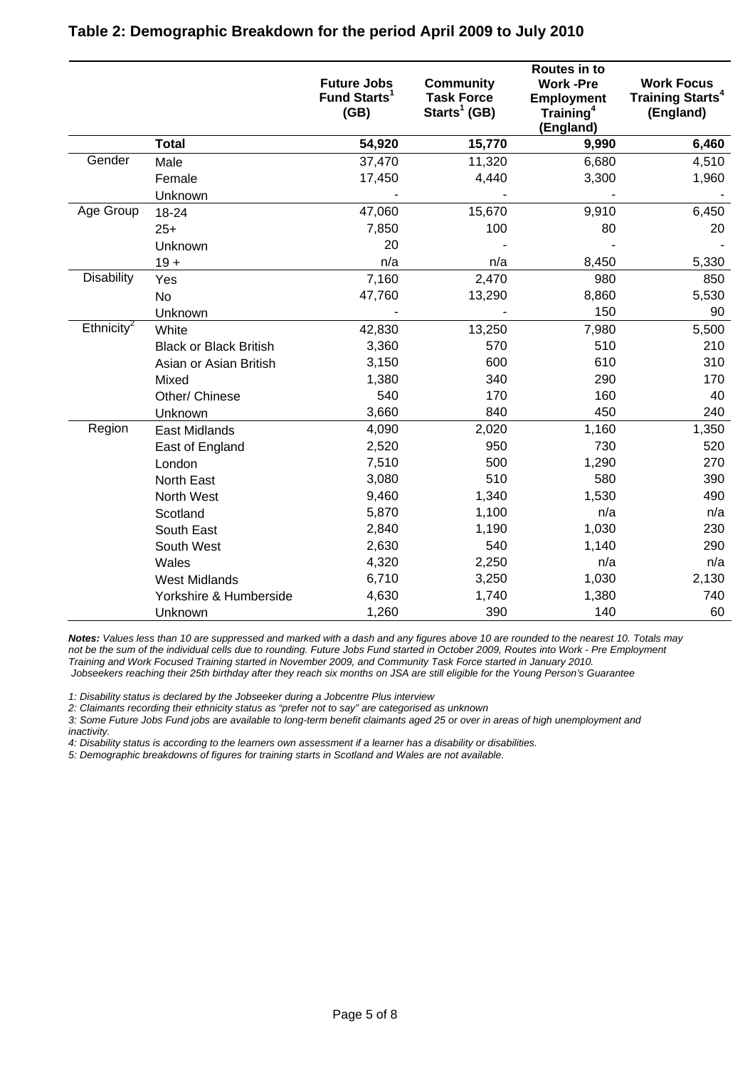## Table 2: Demographic Breakdown for the period April 2009 to July 2010

| | | Future Jobs Fund Starts[1] (GB) | Community Task Force Starts[1] (GB) | Routes in to Work -Pre Employment Training[4] (England) | Work Focus Training Starts[4] (England) |
|---|---|---|---|---|---|
| | **Total** | **54,920** | **15,770** | **9,990** | **6,460** |
| Gender | Male | 37,470 | 11,320 | 6,680 | 4,510 |
| | Female | 17,450 | 4,440 | 3,300 | 1,960 |
| | Unknown | - | - | - | - |
| Age Group | 18-24 | 47,060 | 15,670 | 9,910 | 6,450 |
| | 25+ | 7,850 | 100 | 80 | 20 |
| | Unknown | 20 | - | - | - |
| | 19 + | n/a | n/a | 8,450 | 5,330 |
| Disability | Yes | 7,160 | 2,470 | 980 | 850 |
| | No | 47,760 | 13,290 | 8,860 | 5,530 |
| | Unknown | - | - | 150 | 90 |
| Ethnicity[2] | White | 42,830 | 13,250 | 7,980 | 5,500 |
| | Black or Black British | 3,360 | 570 | 510 | 210 |
| | Asian or Asian British | 3,150 | 600 | 610 | 310 |
| | Mixed | 1,380 | 340 | 290 | 170 |
| | Other/ Chinese | 540 | 170 | 160 | 40 |
| | Unknown | 3,660 | 840 | 450 | 240 |
| Region | East Midlands | 4,090 | 2,020 | 1,160 | 1,350 |
| | East of England | 2,520 | 950 | 730 | 520 |
| | London | 7,510 | 500 | 1,290 | 270 |
| | North East | 3,080 | 510 | 580 | 390 |
| | North West | 9,460 | 1,340 | 1,530 | 490 |
| | Scotland | 5,870 | 1,100 | n/a | n/a |
| | South East | 2,840 | 1,190 | 1,030 | 230 |
| | South West | 2,630 | 540 | 1,140 | 290 |
| | Wales | 4,320 | 2,250 | n/a | n/a |
| | West Midlands | 6,710 | 3,250 | 1,030 | 2,130 |
| | Yorkshire & Humberside | 4,630 | 1,740 | 1,380 | 740 |
| | Unknown | 1,260 | 390 | 140 | 60 |

***Notes:*** *Values less than 10 are suppressed and marked with a dash and any figures above 10 are rounded to the nearest 10. Totals may not be the sum of the individual cells due to rounding. Future Jobs Fund started in October 2009, Routes into Work - Pre Employment Training and Work Focused Training started in November 2009, and Community Task Force started in January 2010.*
*Jobseekers reaching their 25th birthday after they reach six months on JSA are still eligible for the Young Person's Guarantee*

*1: Disability status is declared by the Jobseeker during a Jobcentre Plus interview*

*2: Claimants recording their ethnicity status as "prefer not to say" are categorised as unknown*

*3: Some Future Jobs Fund jobs are available to long-term benefit claimants aged 25 or over in areas of high unemployment and inactivity.*

*4: Disability status is according to the learners own assessment if a learner has a disability or disabilities.*

*5: Demographic breakdowns of figures for training starts in Scotland and Wales are not available.*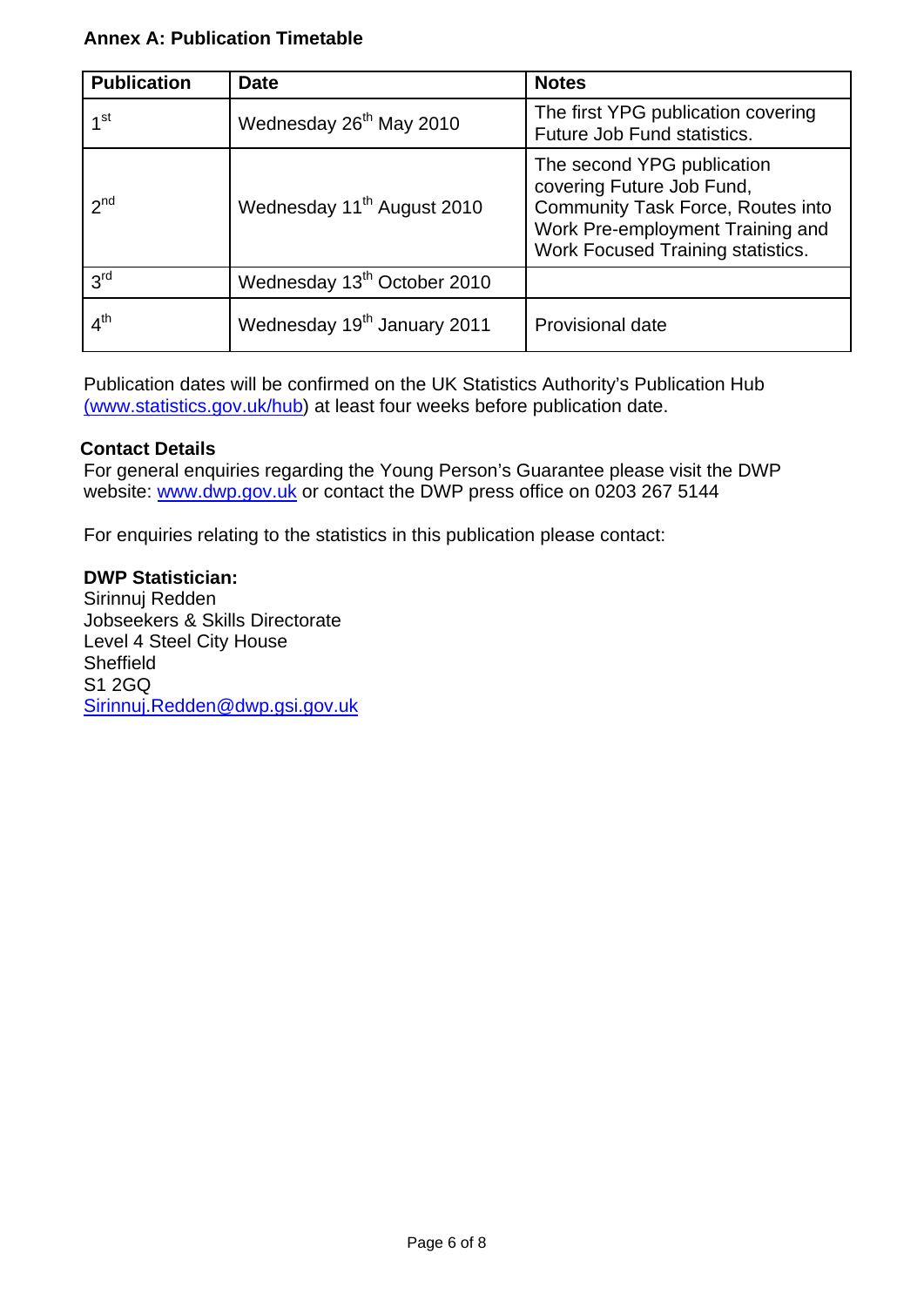## Annex A: Publication Timetable

| Publication | Date | Notes |
|---|---|---|
| 1st | Wednesday 26th May 2010 | The first YPG publication covering Future Job Fund statistics. |
| 2nd | Wednesday 11th August 2010 | The second YPG publication covering Future Job Fund, Community Task Force, Routes into Work Pre-employment Training and Work Focused Training statistics. |
| 3rd | Wednesday 13th October 2010 | |
| 4th | Wednesday 19th January 2011 | Provisional date |

Publication dates will be confirmed on the UK Statistics Authority's Publication Hub (www.statistics.gov.uk/hub) at least four weeks before publication date.

**Contact Details**

For general enquiries regarding the Young Person's Guarantee please visit the DWP website: www.dwp.gov.uk or contact the DWP press office on 0203 267 5144

For enquiries relating to the statistics in this publication please contact:

**DWP Statistician:**
Sirinnuj Redden
Jobseekers & Skills Directorate
Level 4 Steel City House
Sheffield
S1 2GQ
Sirinnuj.Redden@dwp.gsi.gov.uk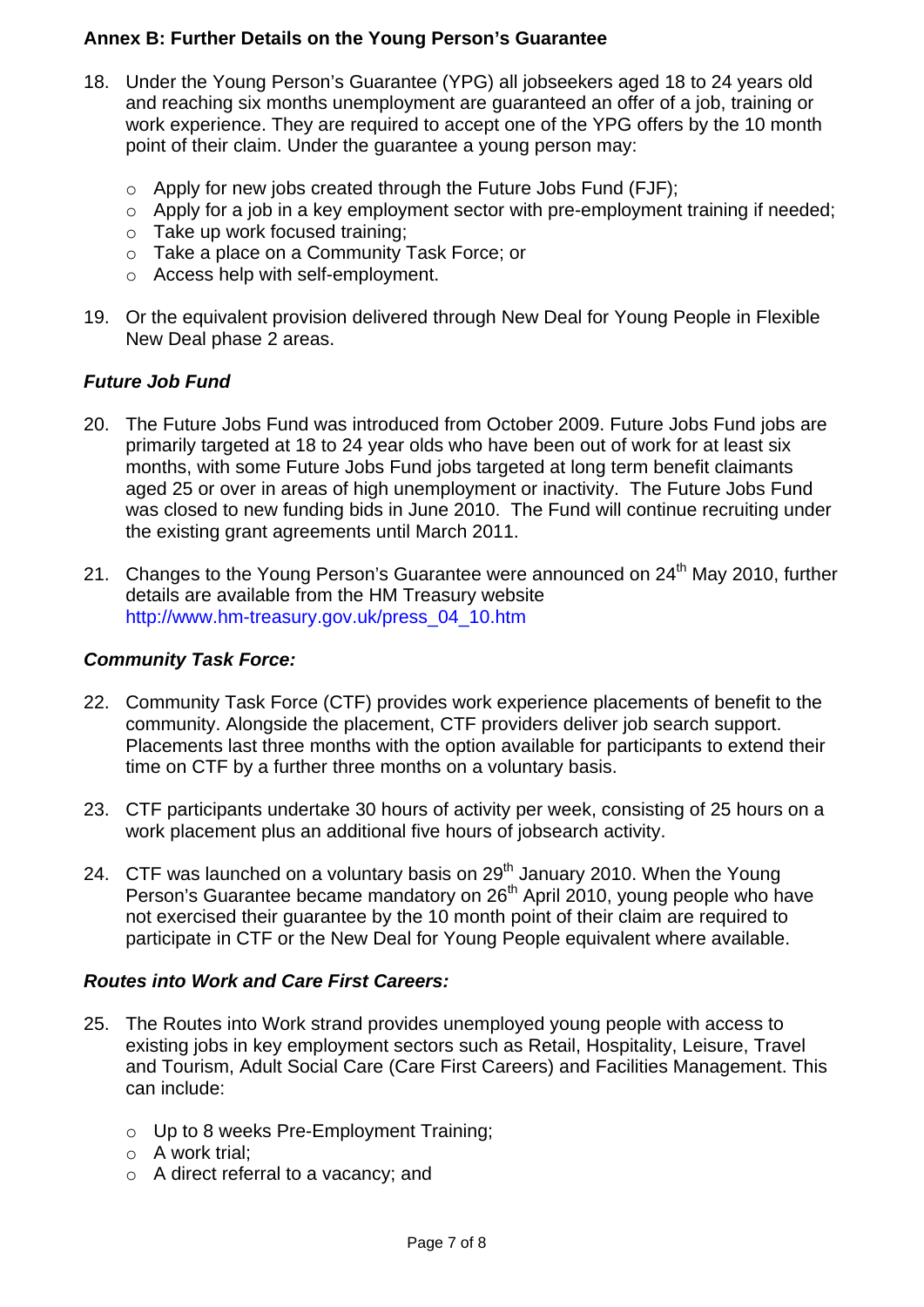## Annex B: Further Details on the Young Person's Guarantee

18. Under the Young Person's Guarantee (YPG) all jobseekers aged 18 to 24 years old and reaching six months unemployment are guaranteed an offer of a job, training or work experience. They are required to accept one of the YPG offers by the 10 month point of their claim. Under the guarantee a young person may:

    - Apply for new jobs created through the Future Jobs Fund (FJF);
    - Apply for a job in a key employment sector with pre-employment training if needed;
    - Take up work focused training;
    - Take a place on a Community Task Force; or
    - Access help with self-employment.

19. Or the equivalent provision delivered through New Deal for Young People in Flexible New Deal phase 2 areas.

### *Future Job Fund*

20. The Future Jobs Fund was introduced from October 2009. Future Jobs Fund jobs are primarily targeted at 18 to 24 year olds who have been out of work for at least six months, with some Future Jobs Fund jobs targeted at long term benefit claimants aged 25 or over in areas of high unemployment or inactivity. The Future Jobs Fund was closed to new funding bids in June 2010. The Fund will continue recruiting under the existing grant agreements until March 2011.

21. Changes to the Young Person's Guarantee were announced on 24th May 2010, further details are available from the HM Treasury website http://www.hm-treasury.gov.uk/press_04_10.htm

### *Community Task Force:*

22. Community Task Force (CTF) provides work experience placements of benefit to the community. Alongside the placement, CTF providers deliver job search support. Placements last three months with the option available for participants to extend their time on CTF by a further three months on a voluntary basis.

23. CTF participants undertake 30 hours of activity per week, consisting of 25 hours on a work placement plus an additional five hours of jobsearch activity.

24. CTF was launched on a voluntary basis on 29th January 2010. When the Young Person's Guarantee became mandatory on 26th April 2010, young people who have not exercised their guarantee by the 10 month point of their claim are required to participate in CTF or the New Deal for Young People equivalent where available.

### *Routes into Work and Care First Careers:*

25. The Routes into Work strand provides unemployed young people with access to existing jobs in key employment sectors such as Retail, Hospitality, Leisure, Travel and Tourism, Adult Social Care (Care First Careers) and Facilities Management. This can include:

    - Up to 8 weeks Pre-Employment Training;
    - A work trial;
    - A direct referral to a vacancy; and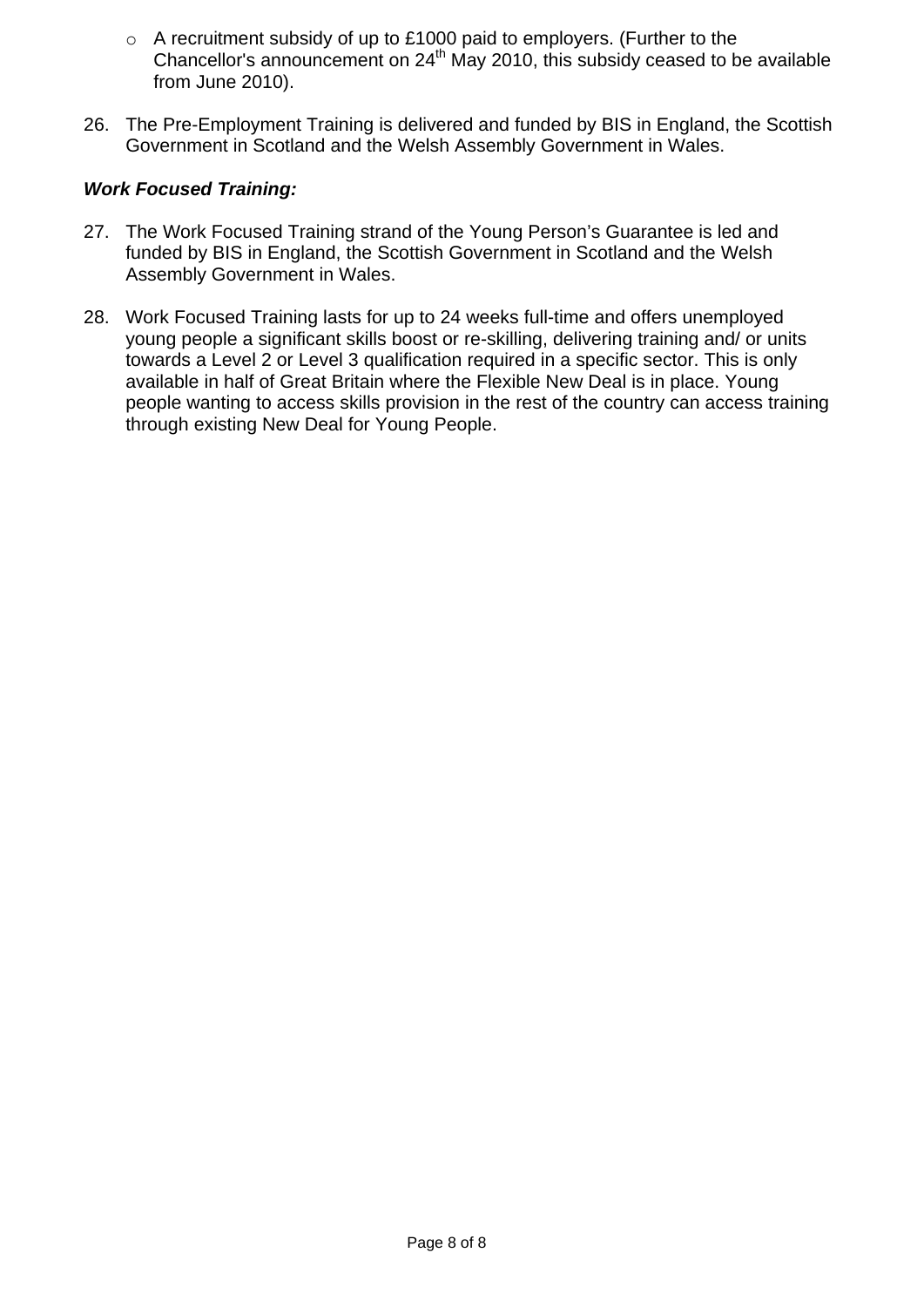- A recruitment subsidy of up to £1000 paid to employers. (Further to the Chancellor's announcement on 24th May 2010, this subsidy ceased to be available from June 2010).

26. The Pre-Employment Training is delivered and funded by BIS in England, the Scottish Government in Scotland and the Welsh Assembly Government in Wales.

***Work Focused Training:***

27. The Work Focused Training strand of the Young Person's Guarantee is led and funded by BIS in England, the Scottish Government in Scotland and the Welsh Assembly Government in Wales.

28. Work Focused Training lasts for up to 24 weeks full-time and offers unemployed young people a significant skills boost or re-skilling, delivering training and/ or units towards a Level 2 or Level 3 qualification required in a specific sector. This is only available in half of Great Britain where the Flexible New Deal is in place. Young people wanting to access skills provision in the rest of the country can access training through existing New Deal for Young People.